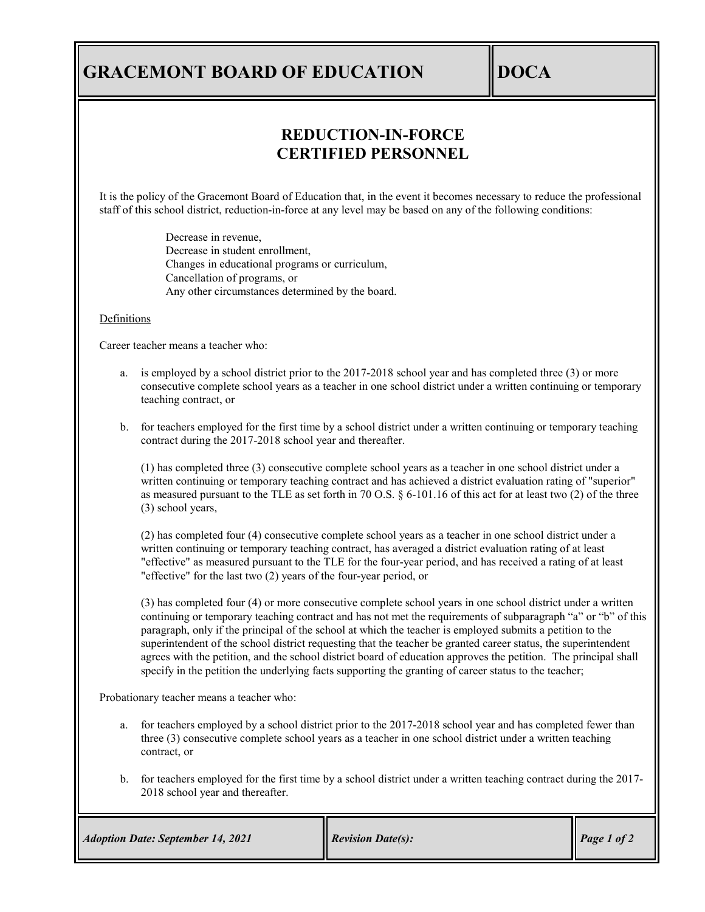# GRACEMONT BOARD OF EDUCATION — DOCA

## REDUCTION-IN-FORCE CERTIFIED PERSONNEL

It is the policy of the Gracemont Board of Education that, in the event it becomes necessary to reduce the professional staff of this school district, reduction-in-force at any level may be based on any of the following conditions:

> Decrease in revenue,
> Decrease in student enrollment,
> Changes in educational programs or curriculum,
> Cancellation of programs, or
> Any other circumstances determined by the board.

Definitions

Career teacher means a teacher who:

a. is employed by a school district prior to the 2017-2018 school year and has completed three (3) or more consecutive complete school years as a teacher in one school district under a written continuing or temporary teaching contract, or

b. for teachers employed for the first time by a school district under a written continuing or temporary teaching contract during the 2017-2018 school year and thereafter.

   (1) has completed three (3) consecutive complete school years as a teacher in one school district under a written continuing or temporary teaching contract and has achieved a district evaluation rating of "superior" as measured pursuant to the TLE as set forth in 70 O.S. § 6-101.16 of this act for at least two (2) of the three (3) school years,

   (2) has completed four (4) consecutive complete school years as a teacher in one school district under a written continuing or temporary teaching contract, has averaged a district evaluation rating of at least "effective" as measured pursuant to the TLE for the four-year period, and has received a rating of at least "effective" for the last two (2) years of the four-year period, or

   (3) has completed four (4) or more consecutive complete school years in one school district under a written continuing or temporary teaching contract and has not met the requirements of subparagraph "a" or "b" of this paragraph, only if the principal of the school at which the teacher is employed submits a petition to the superintendent of the school district requesting that the teacher be granted career status, the superintendent agrees with the petition, and the school district board of education approves the petition. The principal shall specify in the petition the underlying facts supporting the granting of career status to the teacher;

Probationary teacher means a teacher who:

a. for teachers employed by a school district prior to the 2017-2018 school year and has completed fewer than three (3) consecutive complete school years as a teacher in one school district under a written teaching contract, or

b. for teachers employed for the first time by a school district under a written teaching contract during the 2017-2018 school year and thereafter.

*Adoption Date: September 14, 2021* | *Revision Date(s):*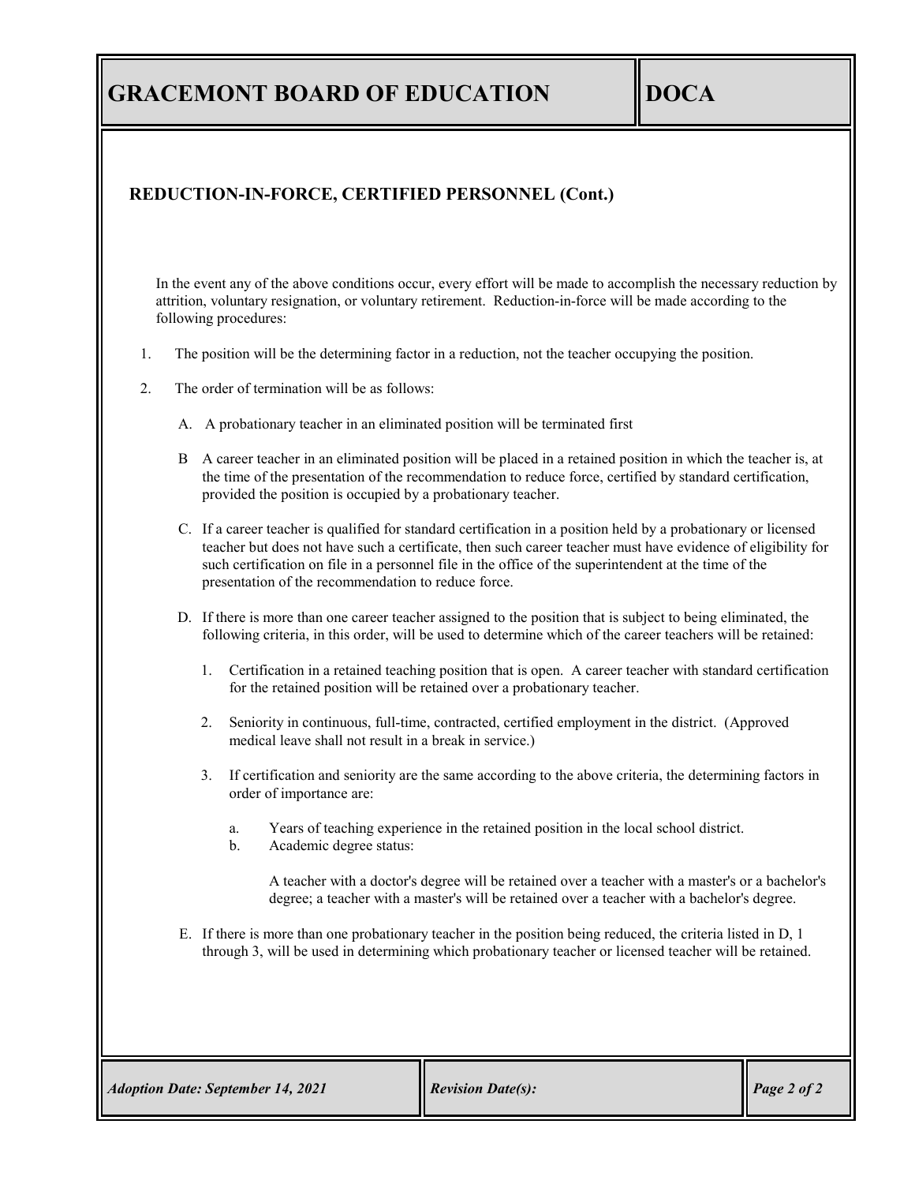## REDUCTION-IN-FORCE, CERTIFIED PERSONNEL (Cont.)

In the event any of the above conditions occur, every effort will be made to accomplish the necessary reduction by attrition, voluntary resignation, or voluntary retirement. Reduction-in-force will be made according to the following procedures:

1. The position will be the determining factor in a reduction, not the teacher occupying the position.

2. The order of termination will be as follows:

   A. A probationary teacher in an eliminated position will be terminated first

   B A career teacher in an eliminated position will be placed in a retained position in which the teacher is, at the time of the presentation of the recommendation to reduce force, certified by standard certification, provided the position is occupied by a probationary teacher.

   C. If a career teacher is qualified for standard certification in a position held by a probationary or licensed teacher but does not have such a certificate, then such career teacher must have evidence of eligibility for such certification on file in a personnel file in the office of the superintendent at the time of the presentation of the recommendation to reduce force.

   D. If there is more than one career teacher assigned to the position that is subject to being eliminated, the following criteria, in this order, will be used to determine which of the career teachers will be retained:

      1. Certification in a retained teaching position that is open. A career teacher with standard certification for the retained position will be retained over a probationary teacher.

      2. Seniority in continuous, full-time, contracted, certified employment in the district. (Approved medical leave shall not result in a break in service.)

      3. If certification and seniority are the same according to the above criteria, the determining factors in order of importance are:

         a. Years of teaching experience in the retained position in the local school district.
         b. Academic degree status:

            A teacher with a doctor's degree will be retained over a teacher with a master's or a bachelor's degree; a teacher with a master's will be retained over a teacher with a bachelor's degree.

   E. If there is more than one probationary teacher in the position being reduced, the criteria listed in D, 1 through 3, will be used in determining which probationary teacher or licensed teacher will be retained.

*Adoption Date: September 14, 2021*

*Revision Date(s):*